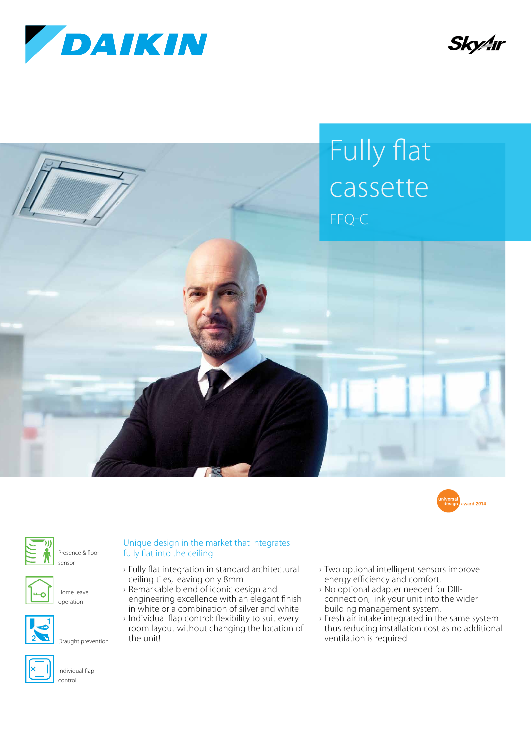# Fully flat cassette

FFQ-C

universal design award 2014

Presence & floor sensor

Home leave operation

Draught prevention

Individual flap control

## Unique design in the market that integrates fully flat into the ceiling

- Fully flat integration in standard architectural ceiling tiles, leaving only 8mm
- Remarkable blend of iconic design and engineering excellence with an elegant finish in white or a combination of silver and white
- Individual flap control: flexibility to suit every room layout without changing the location of the unit!
- Two optional intelligent sensors improve energy efficiency and comfort.
- No optional adapter needed for DIII-connection, link your unit into the wider building management system.
- Fresh air intake integrated in the same system thus reducing installation cost as no additional ventilation is required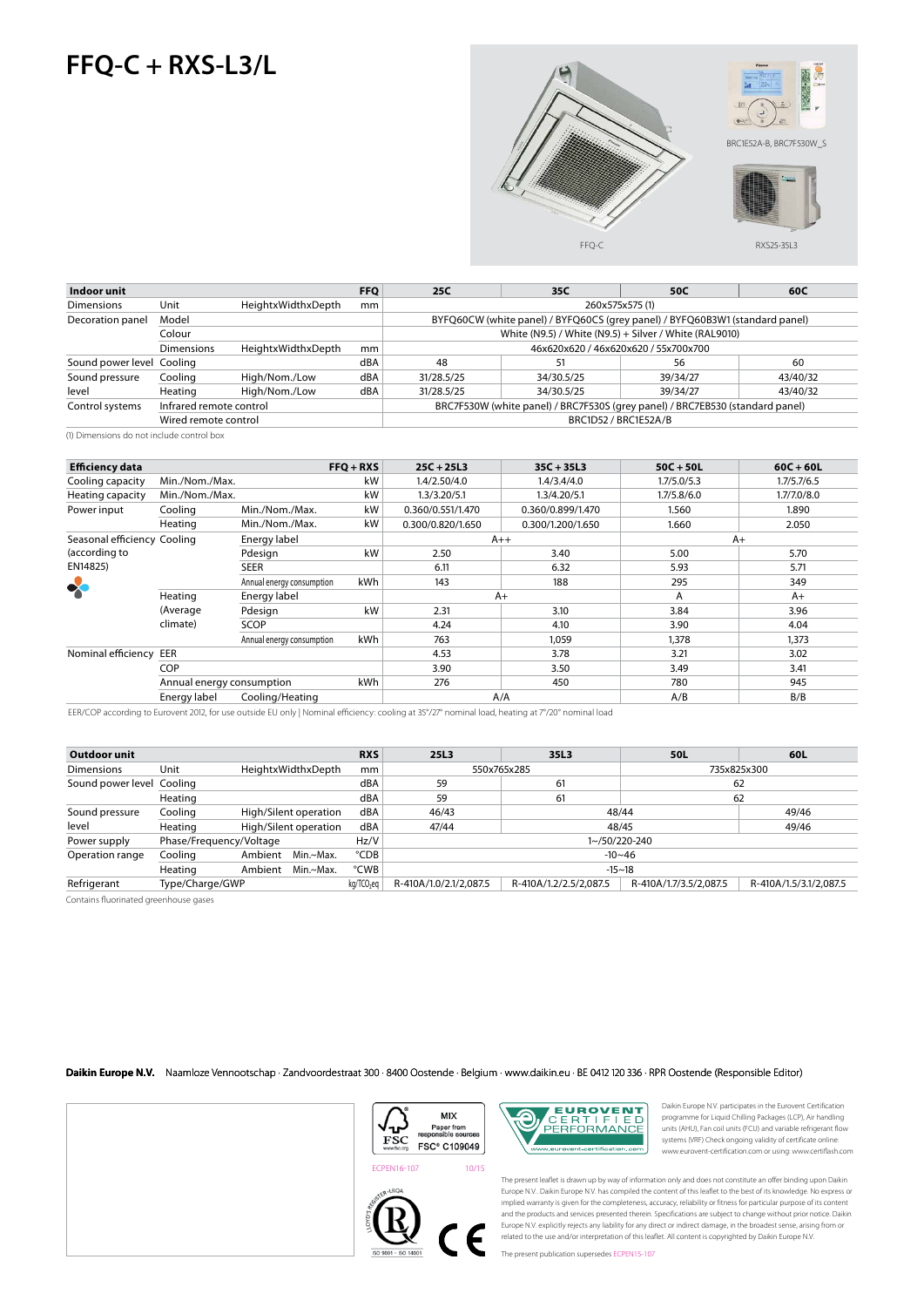# FFQ-C + RXS-L3/L

BRC1E52A-B, BRC7F530W_S

FFQ-C

RXS25-35L3

| Indoor unit | | | FFQ | 25C | 35C | 50C | 60C |
|---|---|---|---|---|---|---|---|
| Dimensions | Unit | HeightxWidthxDepth | mm | 260x575x575 (1) | | | |
| Decoration panel | Model | | | BYFQ60CW (white panel) / BYFQ60CS (grey panel) / BYFQ60B3W1 (standard panel) | | | |
| | Colour | | | White (N9.5) / White (N9.5) + Silver / White (RAL9010) | | | |
| | Dimensions | HeightxWidthxDepth | mm | 46x620x620 / 46x620x620 / 55x700x700 | | | |
| Sound power level | Cooling | | dBA | 48 | 51 | 56 | 60 |
| Sound pressure level | Cooling | High/Nom./Low | dBA | 31/28.5/25 | 34/30.5/25 | 39/34/27 | 43/40/32 |
| | Heating | High/Nom./Low | dBA | 31/28.5/25 | 34/30.5/25 | 39/34/27 | 43/40/32 |
| Control systems | Infrared remote control | | | BRC7F530W (white panel) / BRC7F530S (grey panel) / BRC7EB530 (standard panel) | | | |
| | Wired remote control | | | BRC1D52 / BRC1E52A/B | | | |

(1) Dimensions do not include control box

| Efficiency data | | | FFQ + RXS | 25C + 25L3 | 35C + 35L3 | 50C + 50L | 60C + 60L |
|---|---|---|---|---|---|---|---|
| Cooling capacity | Min./Nom./Max. | | kW | 1.4/2.50/4.0 | 1.4/3.4/4.0 | 1.7/5.0/5.3 | 1.7/5.7/6.5 |
| Heating capacity | Min./Nom./Max. | | kW | 1.3/3.20/5.1 | 1.3/4.20/5.1 | 1.7/5.8/6.0 | 1.7/7.0/8.0 |
| Power input | Cooling | Min./Nom./Max. | kW | 0.360/0.551/1.470 | 0.360/0.899/1.470 | 1.560 | 1.890 |
| | Heating | Min./Nom./Max. | kW | 0.300/0.820/1.650 | 0.300/1.200/1.650 | 1.660 | 2.050 |
| Seasonal efficiency (according to EN14825) | Cooling | Energy label | | A++ | | A+ | |
| | | Pdesign | kW | 2.50 | 3.40 | 5.00 | 5.70 |
| | | SEER | | 6.11 | 6.32 | 5.93 | 5.71 |
| | | Annual energy consumption | kWh | 143 | 188 | 295 | 349 |
| | Heating (Average climate) | Energy label | | A+ | | A | A+ |
| | | Pdesign | kW | 2.31 | 3.10 | 3.84 | 3.96 |
| | | SCOP | | 4.24 | 4.10 | 3.90 | 4.04 |
| | | Annual energy consumption | kWh | 763 | 1,059 | 1,378 | 1,373 |
| Nominal efficiency | EER | | | 4.53 | 3.78 | 3.21 | 3.02 |
| | COP | | | 3.90 | 3.50 | 3.49 | 3.41 |
| | Annual energy consumption | | kWh | 276 | 450 | 780 | 945 |
| | Energy label | Cooling/Heating | | A/A | | A/B | B/B |

EER/COP according to Eurovent 2012, for use outside EU only | Nominal efficiency: cooling at 35°/27° nominal load, heating at 7°/20° nominal load

| Outdoor unit | | | | RXS | 25L3 | 35L3 | 50L | 60L |
|---|---|---|---|---|---|---|---|---|
| Dimensions | Unit | HeightxWidthxDepth | | mm | 550x765x285 | | 735x825x300 | |
| Sound power level | Cooling | | | dBA | 59 | 61 | 62 | |
| | Heating | | | dBA | 59 | 61 | 62 | |
| Sound pressure level | Cooling | High/Silent operation | | dBA | 46/43 | 48/44 | | 49/46 |
| | Heating | High/Silent operation | | dBA | 47/44 | 48/45 | | 49/46 |
| Power supply | Phase/Frequency/Voltage | | | Hz/V | 1~/50/220-240 | | | |
| Operation range | Cooling | Ambient | Min.~Max. | °CDB | -10~46 | | | |
| | Heating | Ambient | Min.~Max. | °CWB | -15~18 | | | |
| Refrigerant | Type/Charge/GWP | | | kg/$TCO_2$eq | R-410A/1.0/2.1/2,087.5 | R-410A/1.2/2.5/2,087.5 | R-410A/1.7/3.5/2,087.5 | R-410A/1.5/3.1/2,087.5 |

Contains fluorinated greenhouse gases

**Daikin Europe N.V.** Naamloze Vennootschap · Zandvoordestraat 300 · 8400 Oostende · Belgium · www.daikin.eu · BE 0412 120 336 · RPR Oostende (Responsible Editor)

MIX Paper from responsible sources FSC® C109049

ECPEN16-107 10/15

Daikin Europe N.V. participates in the Eurovent Certification programme for Liquid Chilling Packages (LCP), Air handling units (AHU), Fan coil units (FCU) and variable refrigerant flow systems (VRF) Check ongoing validity of certificate online: www.eurovent-certification.com or using: www.certiflash.com

The present leaflet is drawn up by way of information only and does not constitute an offer binding upon Daikin Europe N.V.. Daikin Europe N.V. has compiled the content of this leaflet to the best of its knowledge. No express or implied warranty is given for the completeness, accuracy, reliability or fitness for particular purpose of its content and the products and services presented therein. Specifications are subject to change without prior notice. Daikin Europe N.V. explicitly rejects any liability for any direct or indirect damage, in the broadest sense, arising from or related to the use and/or interpretation of this leaflet. All content is copyrighted by Daikin Europe N.V.

The present publication supersedes ECPEN15-107